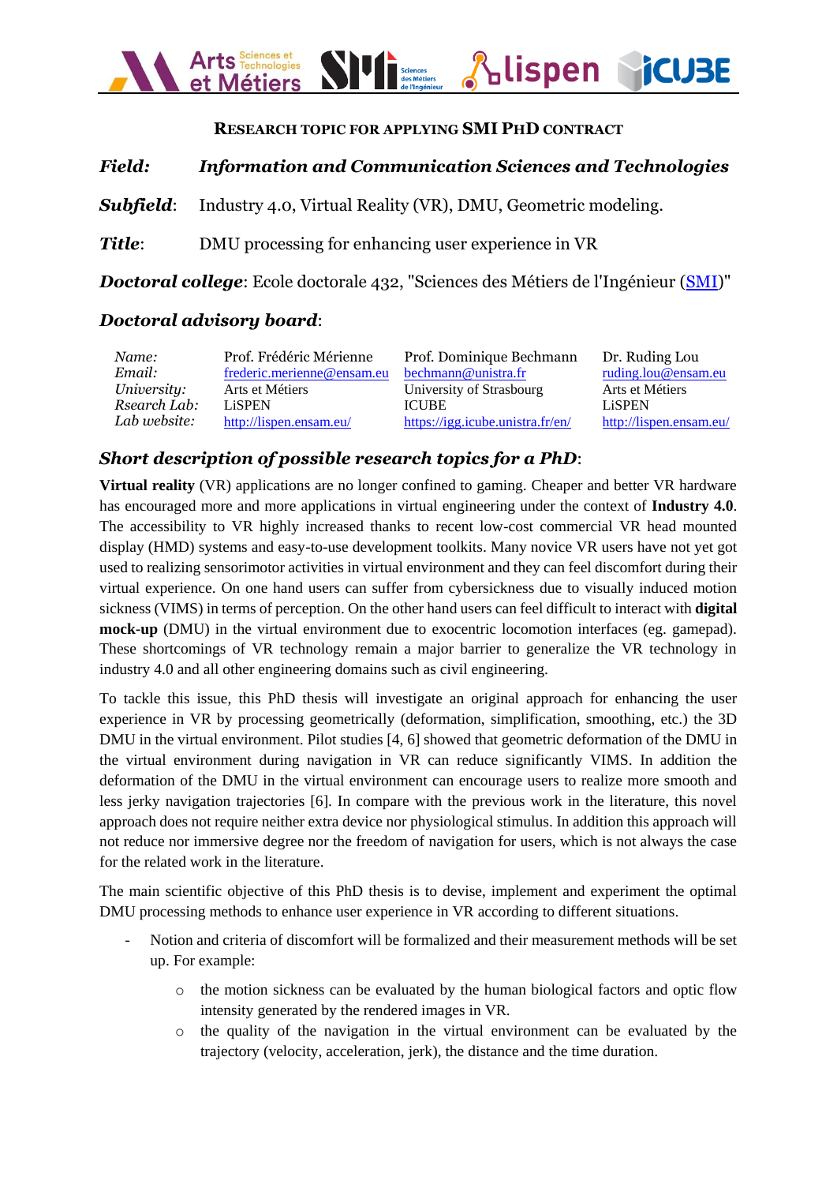## RESEARCH TOPIC FOR APPLYING SMI PHD CONTRACT

***Field:*** ***Information and Communication Sciences and Technologies***

***Subfield***: Industry 4.0, Virtual Reality (VR), DMU, Geometric modeling.

***Title***: DMU processing for enhancing user experience in VR

***Doctoral college***: Ecole doctorale 432, "Sciences des Métiers de l'Ingénieur (SMI)"

### *Doctoral advisory board*:

| | | | |
|---|---|---|---|
| *Name:* | Prof. Frédéric Mérienne | Prof. Dominique Bechmann | Dr. Ruding Lou |
| *Email:* | frederic.merienne@ensam.eu | bechmann@unistra.fr | ruding.lou@ensam.eu |
| *University:* | Arts et Métiers | University of Strasbourg | Arts et Métiers |
| *Rsearch Lab:* | LiSPEN | ICUBE | LiSPEN |
| *Lab website:* | http://lispen.ensam.eu/ | https://igg.icube.unistra.fr/en/ | http://lispen.ensam.eu/ |

### *Short description of possible research topics for a PhD*:

**Virtual reality** (VR) applications are no longer confined to gaming. Cheaper and better VR hardware has encouraged more and more applications in virtual engineering under the context of **Industry 4.0**. The accessibility to VR highly increased thanks to recent low-cost commercial VR head mounted display (HMD) systems and easy-to-use development toolkits. Many novice VR users have not yet got used to realizing sensorimotor activities in virtual environment and they can feel discomfort during their virtual experience. On one hand users can suffer from cybersickness due to visually induced motion sickness (VIMS) in terms of perception. On the other hand users can feel difficult to interact with **digital mock-up** (DMU) in the virtual environment due to exocentric locomotion interfaces (eg. gamepad). These shortcomings of VR technology remain a major barrier to generalize the VR technology in industry 4.0 and all other engineering domains such as civil engineering.

To tackle this issue, this PhD thesis will investigate an original approach for enhancing the user experience in VR by processing geometrically (deformation, simplification, smoothing, etc.) the 3D DMU in the virtual environment. Pilot studies [4, 6] showed that geometric deformation of the DMU in the virtual environment during navigation in VR can reduce significantly VIMS. In addition the deformation of the DMU in the virtual environment can encourage users to realize more smooth and less jerky navigation trajectories [6]. In compare with the previous work in the literature, this novel approach does not require neither extra device nor physiological stimulus. In addition this approach will not reduce nor immersive degree nor the freedom of navigation for users, which is not always the case for the related work in the literature.

The main scientific objective of this PhD thesis is to devise, implement and experiment the optimal DMU processing methods to enhance user experience in VR according to different situations.

- Notion and criteria of discomfort will be formalized and their measurement methods will be set up. For example:
  - the motion sickness can be evaluated by the human biological factors and optic flow intensity generated by the rendered images in VR.
  - the quality of the navigation in the virtual environment can be evaluated by the trajectory (velocity, acceleration, jerk), the distance and the time duration.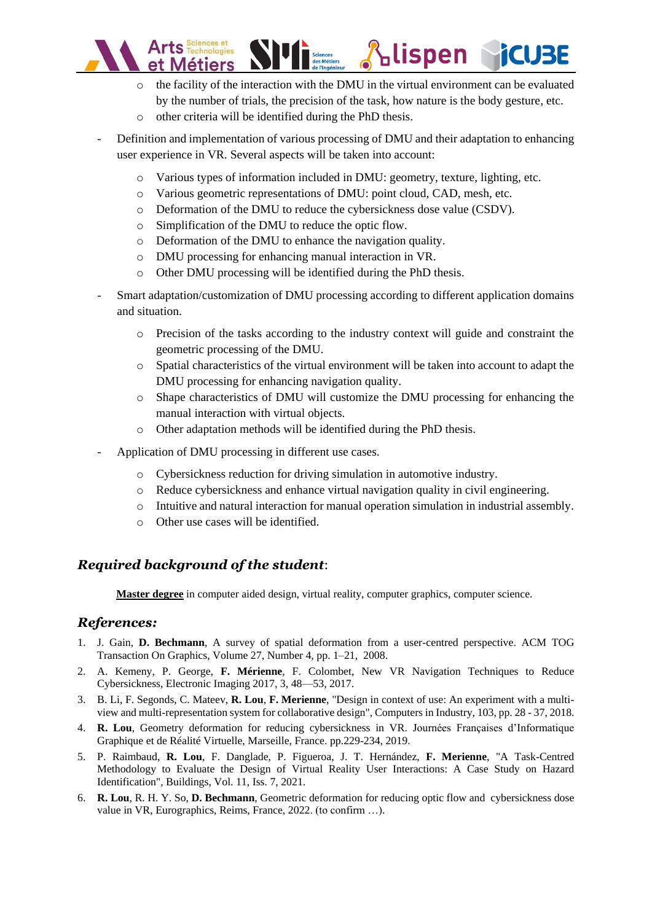- the facility of the interaction with the DMU in the virtual environment can be evaluated by the number of trials, the precision of the task, how nature is the body gesture, etc.
  - other criteria will be identified during the PhD thesis.

- Definition and implementation of various processing of DMU and their adaptation to enhancing user experience in VR. Several aspects will be taken into account:
  - Various types of information included in DMU: geometry, texture, lighting, etc.
  - Various geometric representations of DMU: point cloud, CAD, mesh, etc.
  - Deformation of the DMU to reduce the cybersickness dose value (CSDV).
  - Simplification of the DMU to reduce the optic flow.
  - Deformation of the DMU to enhance the navigation quality.
  - DMU processing for enhancing manual interaction in VR.
  - Other DMU processing will be identified during the PhD thesis.

- Smart adaptation/customization of DMU processing according to different application domains and situation.
  - Precision of the tasks according to the industry context will guide and constraint the geometric processing of the DMU.
  - Spatial characteristics of the virtual environment will be taken into account to adapt the DMU processing for enhancing navigation quality.
  - Shape characteristics of DMU will customize the DMU processing for enhancing the manual interaction with virtual objects.
  - Other adaptation methods will be identified during the PhD thesis.

- Application of DMU processing in different use cases.
  - Cybersickness reduction for driving simulation in automotive industry.
  - Reduce cybersickness and enhance virtual navigation quality in civil engineering.
  - Intuitive and natural interaction for manual operation simulation in industrial assembly.
  - Other use cases will be identified.

## *Required background of the student*:

**Master degree** in computer aided design, virtual reality, computer graphics, computer science.

## *References:*

1. J. Gain, **D. Bechmann**, A survey of spatial deformation from a user-centred perspective. ACM TOG Transaction On Graphics, Volume 27, Number 4, pp. 1–21, 2008.
2. A. Kemeny, P. George, **F. Mérienne**, F. Colombet, New VR Navigation Techniques to Reduce Cybersickness, Electronic Imaging 2017, 3, 48—53, 2017.
3. B. Li, F. Segonds, C. Mateev, **R. Lou**, **F. Merienne**, "Design in context of use: An experiment with a multi-view and multi-representation system for collaborative design", Computers in Industry, 103, pp. 28 - 37, 2018.
4. **R. Lou**, Geometry deformation for reducing cybersickness in VR. Journées Françaises d'Informatique Graphique et de Réalité Virtuelle, Marseille, France. pp.229-234, 2019.
5. P. Raimbaud, **R. Lou**, F. Danglade, P. Figueroa, J. T. Hernández, **F. Merienne**, "A Task-Centred Methodology to Evaluate the Design of Virtual Reality User Interactions: A Case Study on Hazard Identification", Buildings, Vol. 11, Iss. 7, 2021.
6. **R. Lou**, R. H. Y. So, **D. Bechmann**, Geometric deformation for reducing optic flow and cybersickness dose value in VR, Eurographics, Reims, France, 2022. (to confirm …).